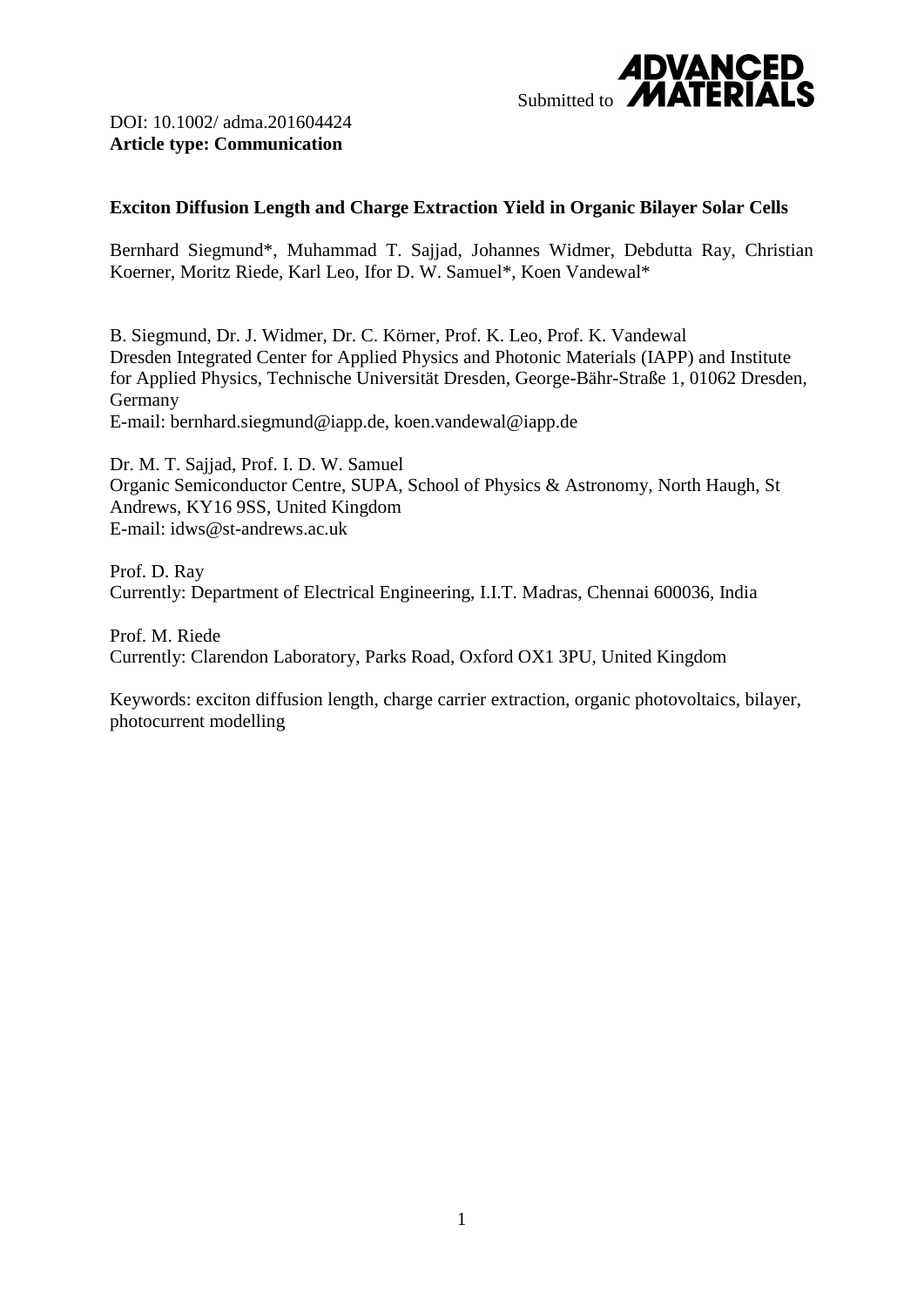Submitted to **ADVANCED MATERIALS**

DOI: 10.1002/ adma.201604424
**Article type: Communication**

**Exciton Diffusion Length and Charge Extraction Yield in Organic Bilayer Solar Cells**

Bernhard Siegmund*, Muhammad T. Sajjad, Johannes Widmer, Debdutta Ray, Christian Koerner, Moritz Riede, Karl Leo, Ifor D. W. Samuel*, Koen Vandewal*

B. Siegmund, Dr. J. Widmer, Dr. C. Körner, Prof. K. Leo, Prof. K. Vandewal
Dresden Integrated Center for Applied Physics and Photonic Materials (IAPP) and Institute for Applied Physics, Technische Universität Dresden, George-Bähr-Straße 1, 01062 Dresden, Germany
E-mail: bernhard.siegmund@iapp.de, koen.vandewal@iapp.de

Dr. M. T. Sajjad, Prof. I. D. W. Samuel
Organic Semiconductor Centre, SUPA, School of Physics & Astronomy, North Haugh, St Andrews, KY16 9SS, United Kingdom
E-mail: idws@st-andrews.ac.uk

Prof. D. Ray
Currently: Department of Electrical Engineering, I.I.T. Madras, Chennai 600036, India

Prof. M. Riede
Currently: Clarendon Laboratory, Parks Road, Oxford OX1 3PU, United Kingdom

Keywords: exciton diffusion length, charge carrier extraction, organic photovoltaics, bilayer, photocurrent modelling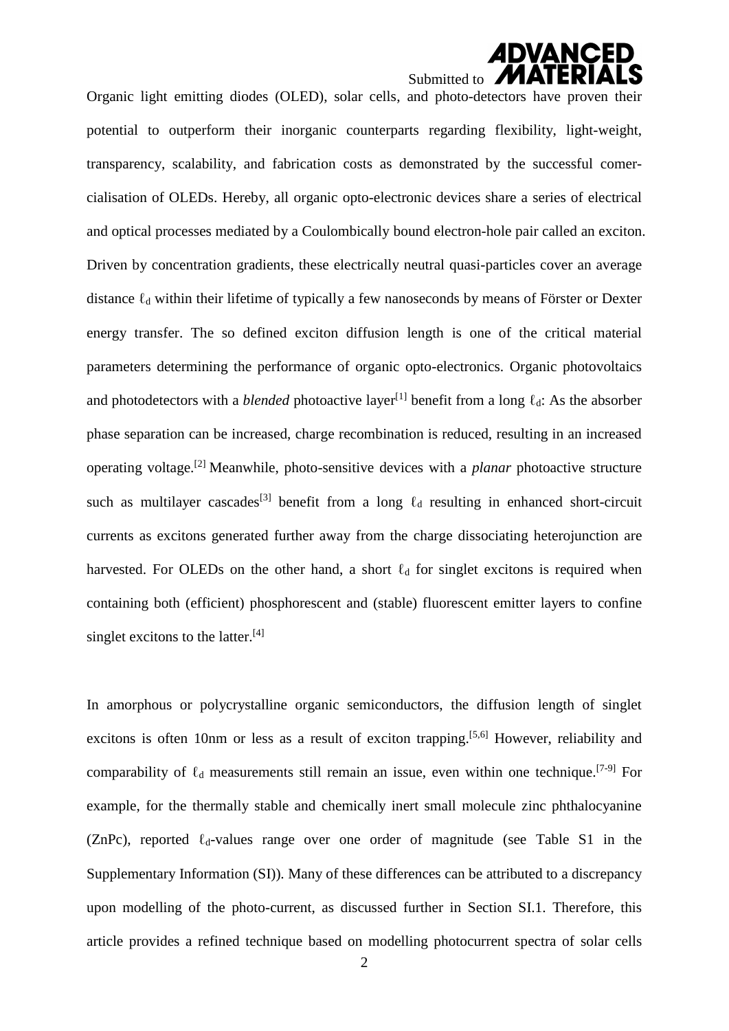Organic light emitting diodes (OLED), solar cells, and photo-detectors have proven their potential to outperform their inorganic counterparts regarding flexibility, light-weight, transparency, scalability, and fabrication costs as demonstrated by the successful comercialisation of OLEDs. Hereby, all organic opto-electronic devices share a series of electrical and optical processes mediated by a Coulombically bound electron-hole pair called an exciton. Driven by concentration gradients, these electrically neutral quasi-particles cover an average distance $\ell_d$ within their lifetime of typically a few nanoseconds by means of Förster or Dexter energy transfer. The so defined exciton diffusion length is one of the critical material parameters determining the performance of organic opto-electronics. Organic photovoltaics and photodetectors with a *blended* photoactive layer[1] benefit from a long $\ell_d$: As the absorber phase separation can be increased, charge recombination is reduced, resulting in an increased operating voltage.[2] Meanwhile, photo-sensitive devices with a *planar* photoactive structure such as multilayer cascades[3] benefit from a long $\ell_d$ resulting in enhanced short-circuit currents as excitons generated further away from the charge dissociating heterojunction are harvested. For OLEDs on the other hand, a short $\ell_d$ for singlet excitons is required when containing both (efficient) phosphorescent and (stable) fluorescent emitter layers to confine singlet excitons to the latter.[4]

In amorphous or polycrystalline organic semiconductors, the diffusion length of singlet excitons is often 10nm or less as a result of exciton trapping.[5,6] However, reliability and comparability of $\ell_d$ measurements still remain an issue, even within one technique.[7-9] For example, for the thermally stable and chemically inert small molecule zinc phthalocyanine (ZnPc), reported $\ell_d$-values range over one order of magnitude (see Table S1 in the Supplementary Information (SI)). Many of these differences can be attributed to a discrepancy upon modelling of the photo-current, as discussed further in Section SI.1. Therefore, this article provides a refined technique based on modelling photocurrent spectra of solar cells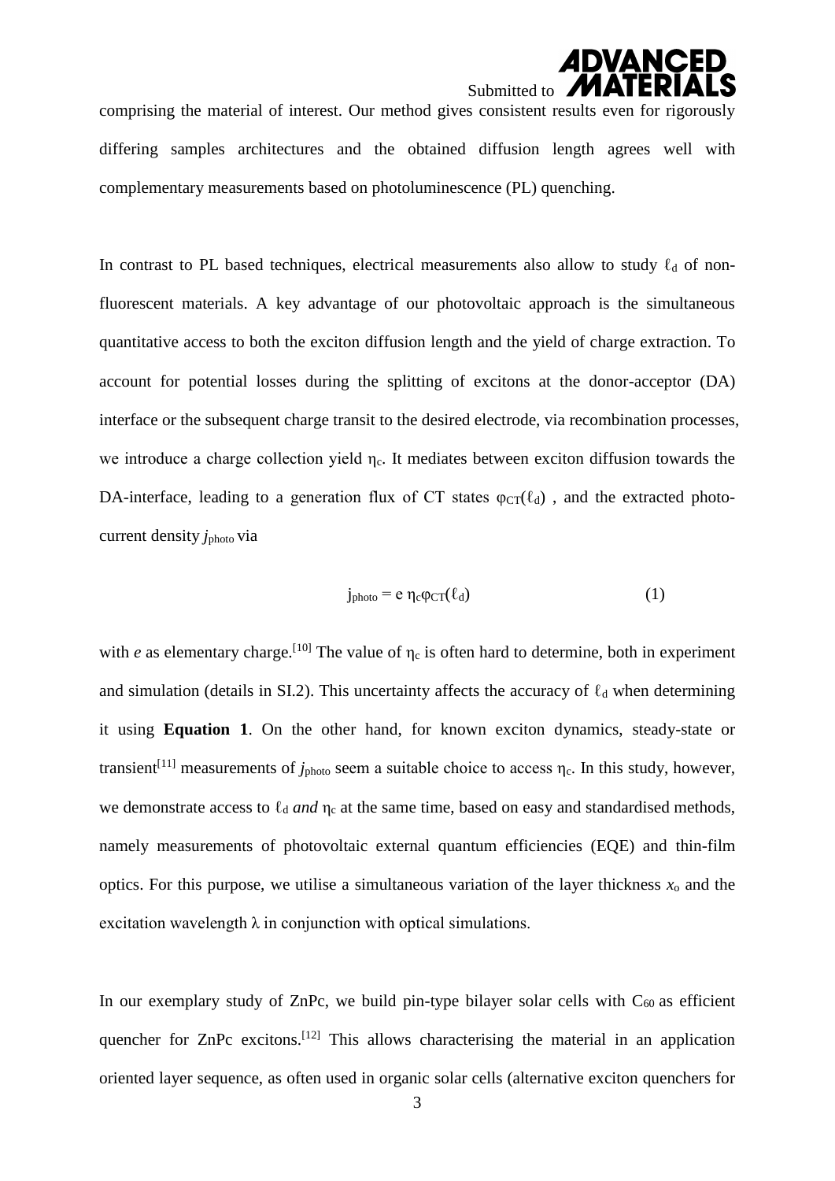comprising the material of interest. Our method gives consistent results even for rigorously differing samples architectures and the obtained diffusion length agrees well with complementary measurements based on photoluminescence (PL) quenching.

In contrast to PL based techniques, electrical measurements also allow to study $\ell_d$ of non-fluorescent materials. A key advantage of our photovoltaic approach is the simultaneous quantitative access to both the exciton diffusion length and the yield of charge extraction. To account for potential losses during the splitting of excitons at the donor-acceptor (DA) interface or the subsequent charge transit to the desired electrode, via recombination processes, we introduce a charge collection yield $\eta_c$. It mediates between exciton diffusion towards the DA-interface, leading to a generation flux of CT states $\varphi_{CT}(\ell_d)$ , and the extracted photo-current density $j_{photo}$ via

$$j_{photo} = e\, \eta_c \varphi_{CT}(\ell_d) \qquad (1)$$

with $e$ as elementary charge.[10] The value of $\eta_c$ is often hard to determine, both in experiment and simulation (details in SI.2). This uncertainty affects the accuracy of $\ell_d$ when determining it using **Equation 1**. On the other hand, for known exciton dynamics, steady-state or transient[11] measurements of $j_{photo}$ seem a suitable choice to access $\eta_c$. In this study, however, we demonstrate access to $\ell_d$ *and* $\eta_c$ at the same time, based on easy and standardised methods, namely measurements of photovoltaic external quantum efficiencies (EQE) and thin-film optics. For this purpose, we utilise a simultaneous variation of the layer thickness $x_o$ and the excitation wavelength $\lambda$ in conjunction with optical simulations.

In our exemplary study of ZnPc, we build pin-type bilayer solar cells with $C_{60}$ as efficient quencher for ZnPc excitons.[12] This allows characterising the material in an application oriented layer sequence, as often used in organic solar cells (alternative exciton quenchers for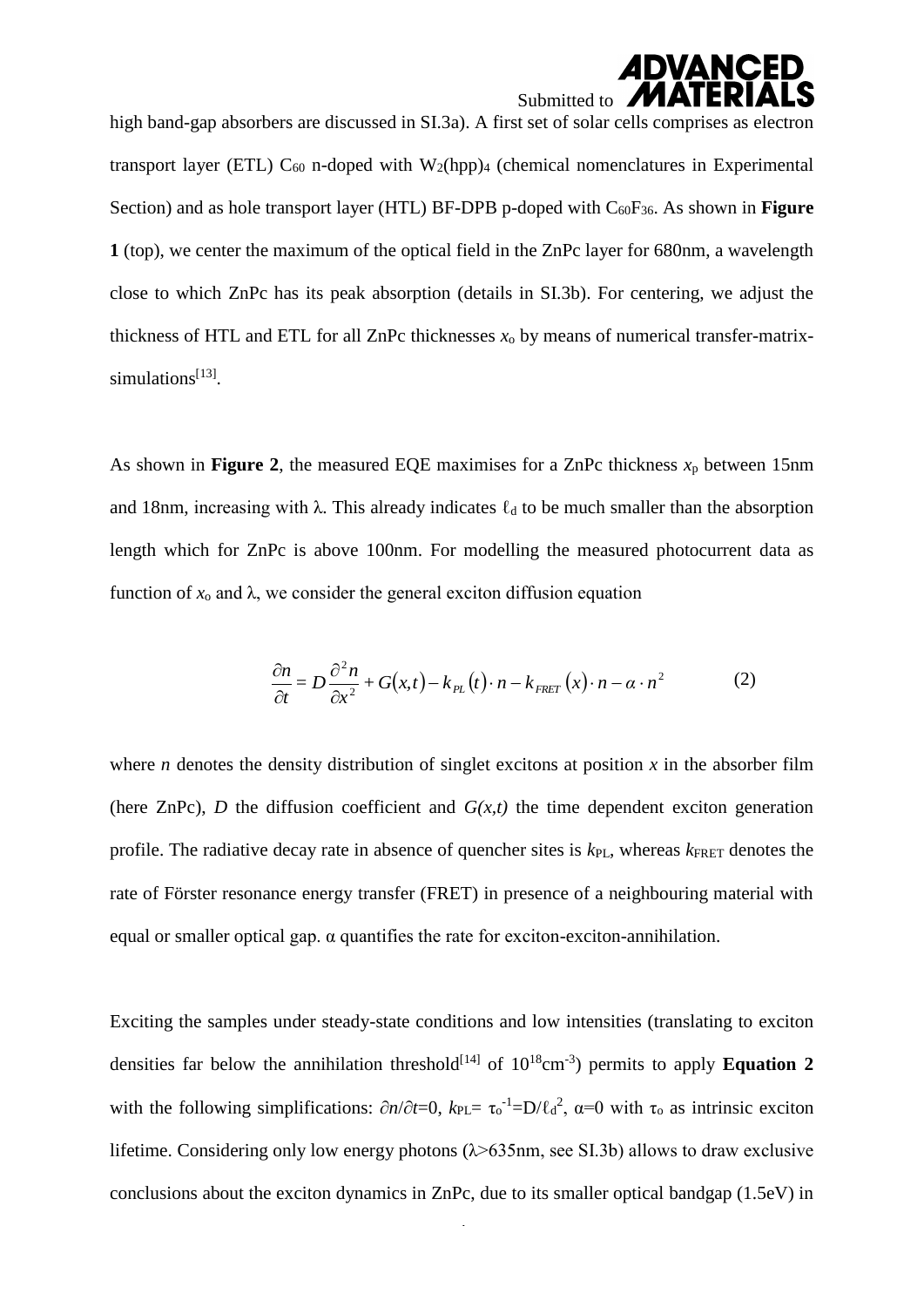high band-gap absorbers are discussed in SI.3a). A first set of solar cells comprises as electron transport layer (ETL) $C_{60}$ n-doped with $W_2(hpp)_4$ (chemical nomenclatures in Experimental Section) and as hole transport layer (HTL) BF-DPB p-doped with $C_{60}F_{36}$. As shown in **Figure 1** (top), we center the maximum of the optical field in the ZnPc layer for 680nm, a wavelength close to which ZnPc has its peak absorption (details in SI.3b). For centering, we adjust the thickness of HTL and ETL for all ZnPc thicknesses $x_o$ by means of numerical transfer-matrix-simulations[13].

As shown in **Figure 2**, the measured EQE maximises for a ZnPc thickness $x_p$ between 15nm and 18nm, increasing with $\lambda$. This already indicates $\ell_d$ to be much smaller than the absorption length which for ZnPc is above 100nm. For modelling the measured photocurrent data as function of $x_o$ and $\lambda$, we consider the general exciton diffusion equation

$$\frac{\partial n}{\partial t} = D\frac{\partial^2 n}{\partial x^2} + G(x,t) - k_{PL}(t)\cdot n - k_{FRET}(x)\cdot n - \alpha \cdot n^2 \qquad (2)$$

where $n$ denotes the density distribution of singlet excitons at position $x$ in the absorber film (here ZnPc), $D$ the diffusion coefficient and $G(x,t)$ the time dependent exciton generation profile. The radiative decay rate in absence of quencher sites is $k_{PL}$, whereas $k_{FRET}$ denotes the rate of Förster resonance energy transfer (FRET) in presence of a neighbouring material with equal or smaller optical gap. $\alpha$ quantifies the rate for exciton-exciton-annihilation.

Exciting the samples under steady-state conditions and low intensities (translating to exciton densities far below the annihilation threshold[14] of $10^{18}$cm$^{-3}$) permits to apply **Equation 2** with the following simplifications: $\partial n/\partial t=0$, $k_{PL}= \tau_o^{-1}=D/\ell_d^2$, $\alpha=0$ with $\tau_o$ as intrinsic exciton lifetime. Considering only low energy photons ($\lambda$>635nm, see SI.3b) allows to draw exclusive conclusions about the exciton dynamics in ZnPc, due to its smaller optical bandgap (1.5eV) in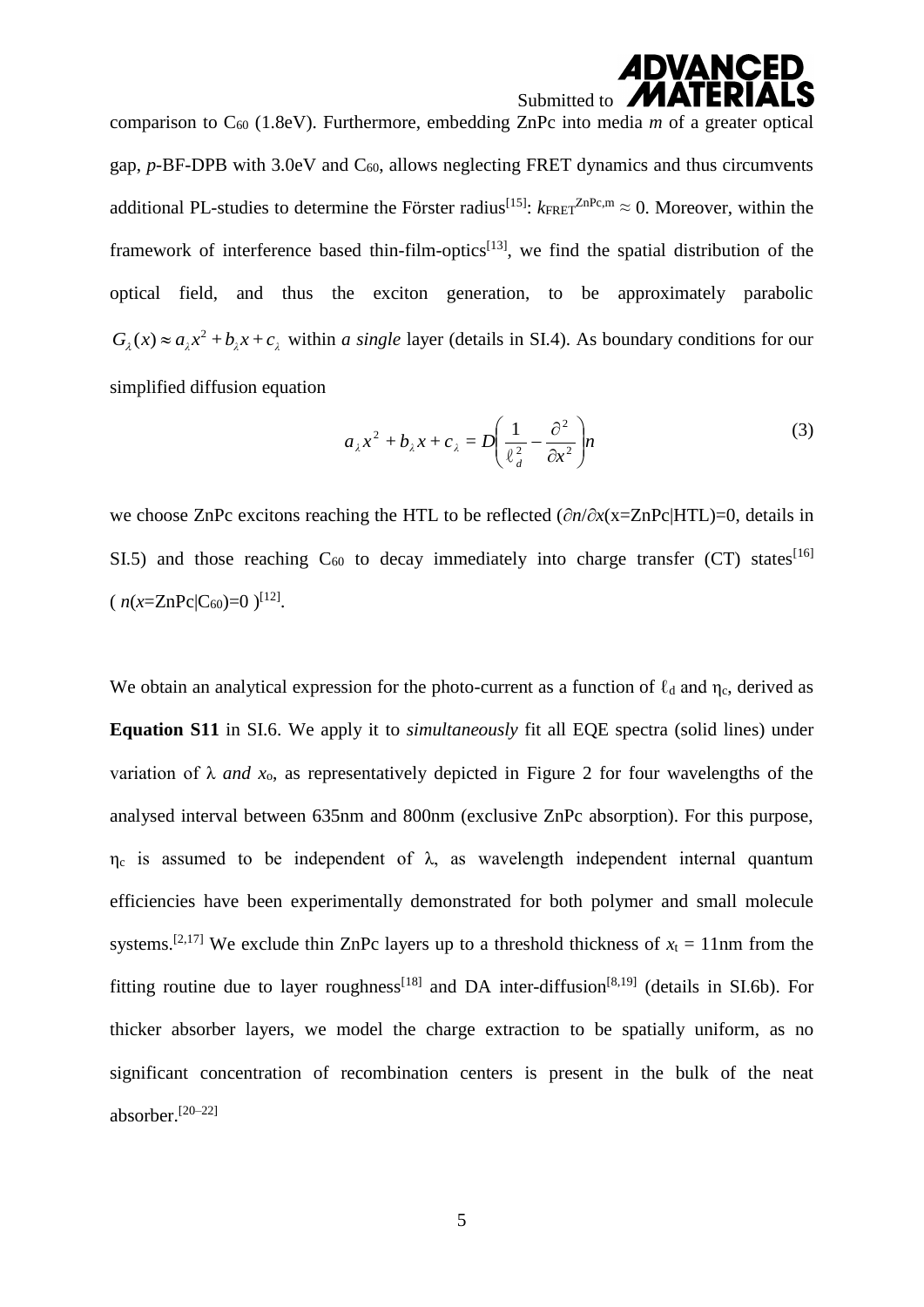comparison to $C_{60}$ (1.8eV). Furthermore, embedding ZnPc into media *m* of a greater optical gap, *p*-BF-DPB with 3.0eV and $C_{60}$, allows neglecting FRET dynamics and thus circumvents additional PL-studies to determine the Förster radius[15]: $k_{FRET}^{ZnPc,m} \approx 0$. Moreover, within the framework of interference based thin-film-optics[13], we find the spatial distribution of the optical field, and thus the exciton generation, to be approximately parabolic $G_\lambda(x) \approx a_\lambda x^2 + b_\lambda x + c_\lambda$ within *a single* layer (details in SI.4). As boundary conditions for our simplified diffusion equation

$$a_\lambda x^2 + b_\lambda x + c_\lambda = D\left(\frac{1}{\ell_d^2} - \frac{\partial^2}{\partial x^2}\right)n \tag{3}$$

we choose ZnPc excitons reaching the HTL to be reflected ($\partial n/\partial x$(x=ZnPc|HTL)=0, details in SI.5) and those reaching $C_{60}$ to decay immediately into charge transfer (CT) states[16] ( $n(x$=ZnPc|$C_{60})=0$ )[12].

We obtain an analytical expression for the photo-current as a function of $\ell_d$ and $\eta_c$, derived as **Equation S11** in SI.6. We apply it to *simultaneously* fit all EQE spectra (solid lines) under variation of $\lambda$ *and* $x_o$, as representatively depicted in Figure 2 for four wavelengths of the analysed interval between 635nm and 800nm (exclusive ZnPc absorption). For this purpose, $\eta_c$ is assumed to be independent of $\lambda$, as wavelength independent internal quantum efficiencies have been experimentally demonstrated for both polymer and small molecule systems.[2,17] We exclude thin ZnPc layers up to a threshold thickness of $x_t$ = 11nm from the fitting routine due to layer roughness[18] and DA inter-diffusion[8,19] (details in SI.6b). For thicker absorber layers, we model the charge extraction to be spatially uniform, as no significant concentration of recombination centers is present in the bulk of the neat absorber.[20–22]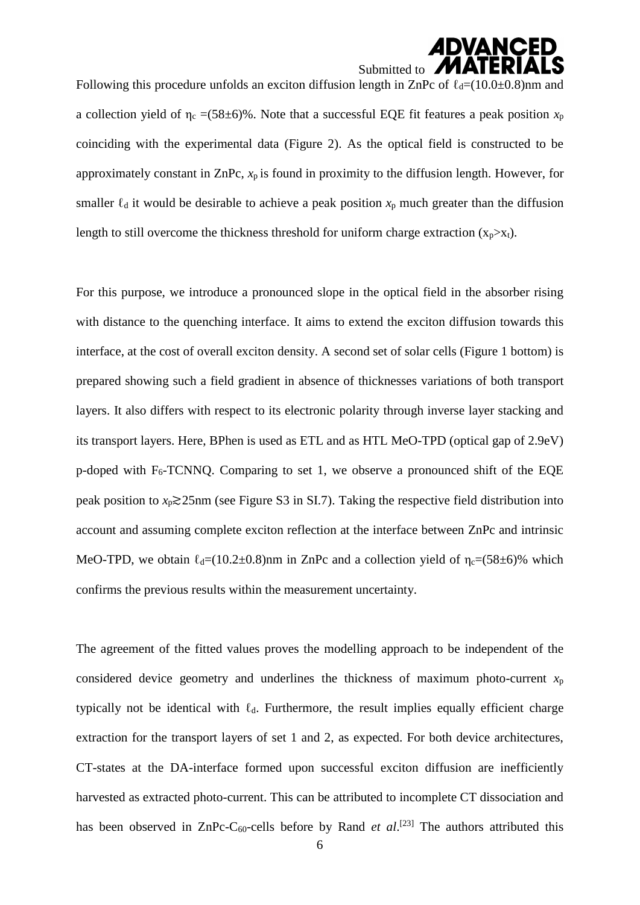Following this procedure unfolds an exciton diffusion length in ZnPc of $\ell_d$=(10.0±0.8)nm and a collection yield of $\eta_c$ =(58±6)%. Note that a successful EQE fit features a peak position $x_p$ coinciding with the experimental data (Figure 2). As the optical field is constructed to be approximately constant in ZnPc, $x_p$ is found in proximity to the diffusion length. However, for smaller $\ell_d$ it would be desirable to achieve a peak position $x_p$ much greater than the diffusion length to still overcome the thickness threshold for uniform charge extraction ($x_p$>$x_t$).

For this purpose, we introduce a pronounced slope in the optical field in the absorber rising with distance to the quenching interface. It aims to extend the exciton diffusion towards this interface, at the cost of overall exciton density. A second set of solar cells (Figure 1 bottom) is prepared showing such a field gradient in absence of thicknesses variations of both transport layers. It also differs with respect to its electronic polarity through inverse layer stacking and its transport layers. Here, BPhen is used as ETL and as HTL MeO-TPD (optical gap of 2.9eV) p-doped with $F_6$-TCNNQ. Comparing to set 1, we observe a pronounced shift of the EQE peak position to $x_p \gtrsim 25$nm (see Figure S3 in SI.7). Taking the respective field distribution into account and assuming complete exciton reflection at the interface between ZnPc and intrinsic MeO-TPD, we obtain $\ell_d$=(10.2±0.8)nm in ZnPc and a collection yield of $\eta_c$=(58±6)% which confirms the previous results within the measurement uncertainty.

The agreement of the fitted values proves the modelling approach to be independent of the considered device geometry and underlines the thickness of maximum photo-current $x_p$ typically not be identical with $\ell_d$. Furthermore, the result implies equally efficient charge extraction for the transport layers of set 1 and 2, as expected. For both device architectures, CT-states at the DA-interface formed upon successful exciton diffusion are inefficiently harvested as extracted photo-current. This can be attributed to incomplete CT dissociation and has been observed in ZnPc-$C_{60}$-cells before by Rand *et al*.[23] The authors attributed this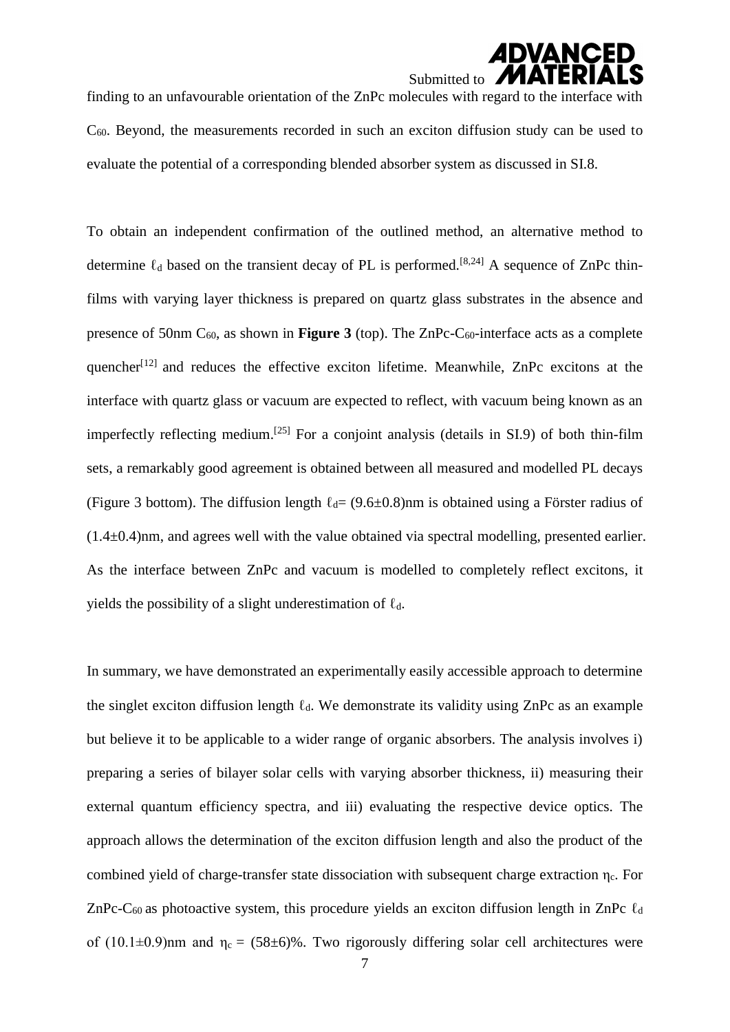finding to an unfavourable orientation of the ZnPc molecules with regard to the interface with $C_{60}$. Beyond, the measurements recorded in such an exciton diffusion study can be used to evaluate the potential of a corresponding blended absorber system as discussed in SI.8.

To obtain an independent confirmation of the outlined method, an alternative method to determine $\ell_d$ based on the transient decay of PL is performed.[8,24] A sequence of ZnPc thin-films with varying layer thickness is prepared on quartz glass substrates in the absence and presence of 50nm $C_{60}$, as shown in **Figure 3** (top). The ZnPc-$C_{60}$-interface acts as a complete quencher[12] and reduces the effective exciton lifetime. Meanwhile, ZnPc excitons at the interface with quartz glass or vacuum are expected to reflect, with vacuum being known as an imperfectly reflecting medium.[25] For a conjoint analysis (details in SI.9) of both thin-film sets, a remarkably good agreement is obtained between all measured and modelled PL decays (Figure 3 bottom). The diffusion length $\ell_d$= (9.6±0.8)nm is obtained using a Förster radius of (1.4±0.4)nm, and agrees well with the value obtained via spectral modelling, presented earlier. As the interface between ZnPc and vacuum is modelled to completely reflect excitons, it yields the possibility of a slight underestimation of $\ell_d$.

In summary, we have demonstrated an experimentally easily accessible approach to determine the singlet exciton diffusion length $\ell_d$. We demonstrate its validity using ZnPc as an example but believe it to be applicable to a wider range of organic absorbers. The analysis involves i) preparing a series of bilayer solar cells with varying absorber thickness, ii) measuring their external quantum efficiency spectra, and iii) evaluating the respective device optics. The approach allows the determination of the exciton diffusion length and also the product of the combined yield of charge-transfer state dissociation with subsequent charge extraction $\eta_c$. For ZnPc-$C_{60}$ as photoactive system, this procedure yields an exciton diffusion length in ZnPc $\ell_d$ of (10.1±0.9)nm and $\eta_c$ = (58±6)%. Two rigorously differing solar cell architectures were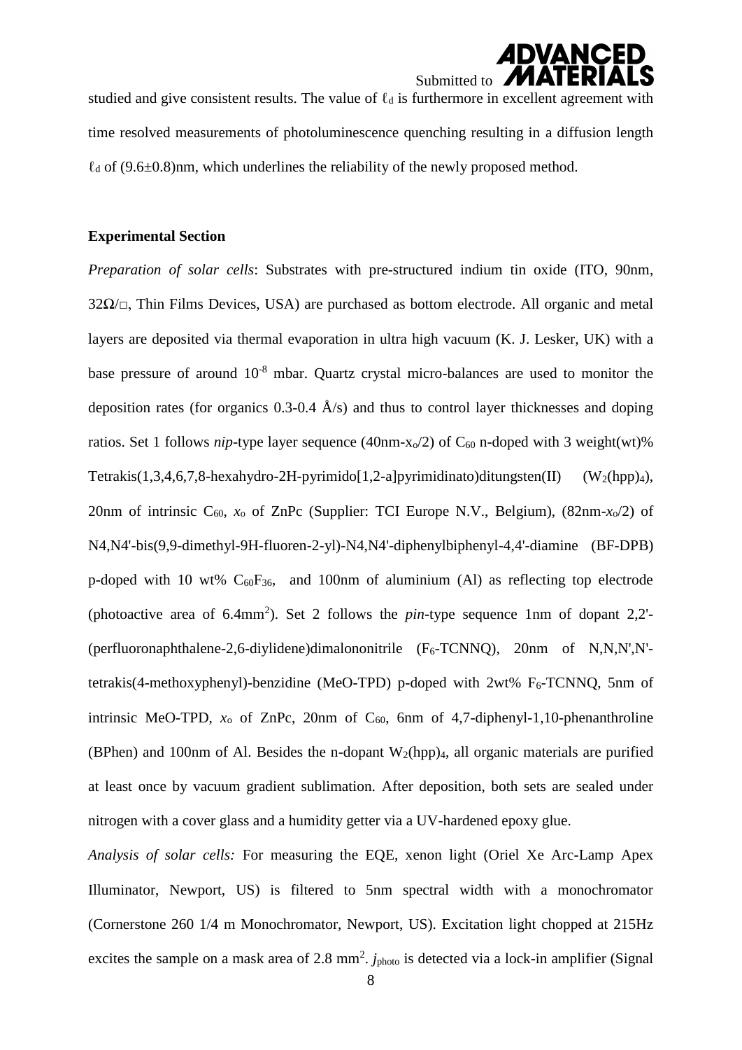studied and give consistent results. The value of $\ell_d$ is furthermore in excellent agreement with time resolved measurements of photoluminescence quenching resulting in a diffusion length $\ell_d$ of (9.6±0.8)nm, which underlines the reliability of the newly proposed method.

### Experimental Section

*Preparation of solar cells*: Substrates with pre-structured indium tin oxide (ITO, 90nm, 32Ω/□, Thin Films Devices, USA) are purchased as bottom electrode. All organic and metal layers are deposited via thermal evaporation in ultra high vacuum (K. J. Lesker, UK) with a base pressure of around $10^{-8}$ mbar. Quartz crystal micro-balances are used to monitor the deposition rates (for organics 0.3-0.4 Å/s) and thus to control layer thicknesses and doping ratios. Set 1 follows *nip*-type layer sequence (40nm-$x_o$/2) of $C_{60}$ n-doped with 3 weight(wt)% Tetrakis(1,3,4,6,7,8-hexahydro-2H-pyrimido[1,2-a]pyrimidinato)ditungsten(II) ($W_2$(hpp)$_4$), 20nm of intrinsic $C_{60}$, $x_o$ of ZnPc (Supplier: TCI Europe N.V., Belgium), (82nm-$x_o$/2) of N4,N4'-bis(9,9-dimethyl-9H-fluoren-2-yl)-N4,N4'-diphenylbiphenyl-4,4'-diamine (BF-DPB) p-doped with 10 wt% $C_{60}F_{36}$, and 100nm of aluminium (Al) as reflecting top electrode (photoactive area of 6.4mm$^2$). Set 2 follows the *pin*-type sequence 1nm of dopant 2,2'-(perfluoronaphthalene-2,6-diylidene)dimalononitrile ($F_6$-TCNNQ), 20nm of N,N,N',N'-tetrakis(4-methoxyphenyl)-benzidine (MeO-TPD) p-doped with 2wt% $F_6$-TCNNQ, 5nm of intrinsic MeO-TPD, $x_o$ of ZnPc, 20nm of $C_{60}$, 6nm of 4,7-diphenyl-1,10-phenanthroline (BPhen) and 100nm of Al. Besides the n-dopant $W_2$(hpp)$_4$, all organic materials are purified at least once by vacuum gradient sublimation. After deposition, both sets are sealed under nitrogen with a cover glass and a humidity getter via a UV-hardened epoxy glue.

*Analysis of solar cells:* For measuring the EQE, xenon light (Oriel Xe Arc-Lamp Apex Illuminator, Newport, US) is filtered to 5nm spectral width with a monochromator (Cornerstone 260 1/4 m Monochromator, Newport, US). Excitation light chopped at 215Hz excites the sample on a mask area of 2.8 mm$^2$. $j_{photo}$ is detected via a lock-in amplifier (Signal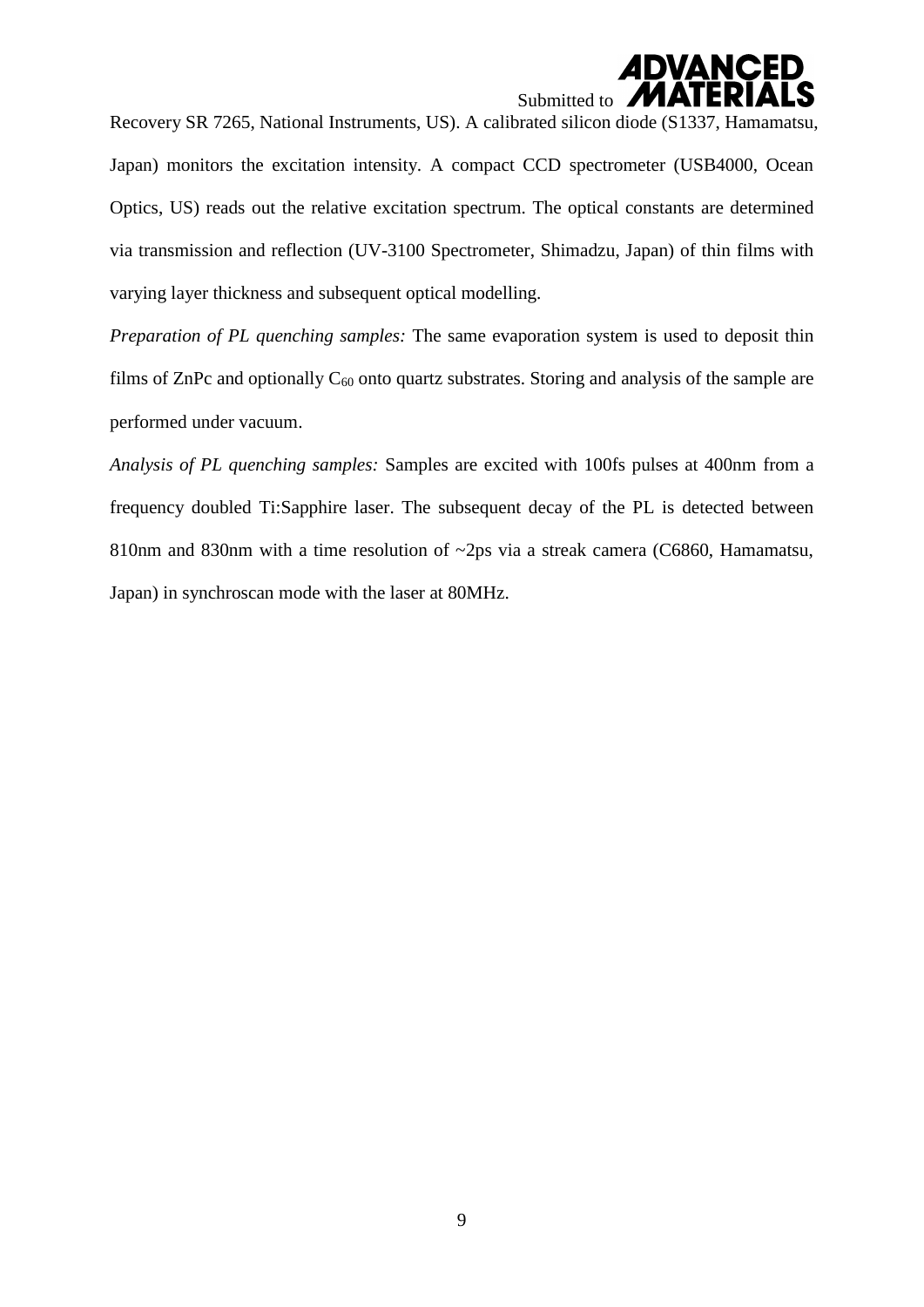Recovery SR 7265, National Instruments, US). A calibrated silicon diode (S1337, Hamamatsu, Japan) monitors the excitation intensity. A compact CCD spectrometer (USB4000, Ocean Optics, US) reads out the relative excitation spectrum. The optical constants are determined via transmission and reflection (UV-3100 Spectrometer, Shimadzu, Japan) of thin films with varying layer thickness and subsequent optical modelling.

*Preparation of PL quenching samples:* The same evaporation system is used to deposit thin films of ZnPc and optionally $C_{60}$ onto quartz substrates. Storing and analysis of the sample are performed under vacuum.

*Analysis of PL quenching samples:* Samples are excited with 100fs pulses at 400nm from a frequency doubled Ti:Sapphire laser. The subsequent decay of the PL is detected between 810nm and 830nm with a time resolution of ~2ps via a streak camera (C6860, Hamamatsu, Japan) in synchroscan mode with the laser at 80MHz.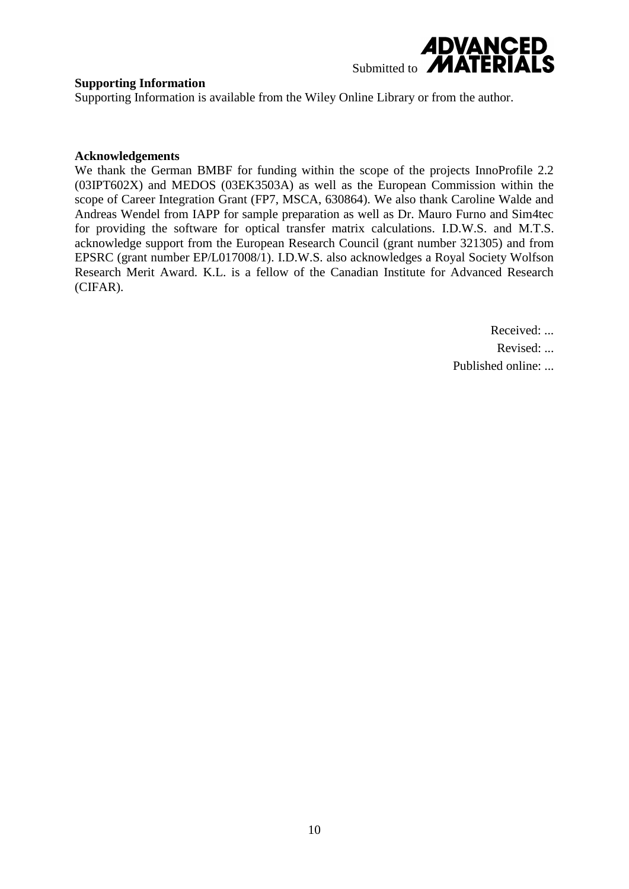**Supporting Information**

Supporting Information is available from the Wiley Online Library or from the author.

**Acknowledgements**

We thank the German BMBF for funding within the scope of the projects InnoProfile 2.2 (03IPT602X) and MEDOS (03EK3503A) as well as the European Commission within the scope of Career Integration Grant (FP7, MSCA, 630864). We also thank Caroline Walde and Andreas Wendel from IAPP for sample preparation as well as Dr. Mauro Furno and Sim4tec for providing the software for optical transfer matrix calculations. I.D.W.S. and M.T.S. acknowledge support from the European Research Council (grant number 321305) and from EPSRC (grant number EP/L017008/1). I.D.W.S. also acknowledges a Royal Society Wolfson Research Merit Award. K.L. is a fellow of the Canadian Institute for Advanced Research (CIFAR).

Received: ...

Revised: ...

Published online: ...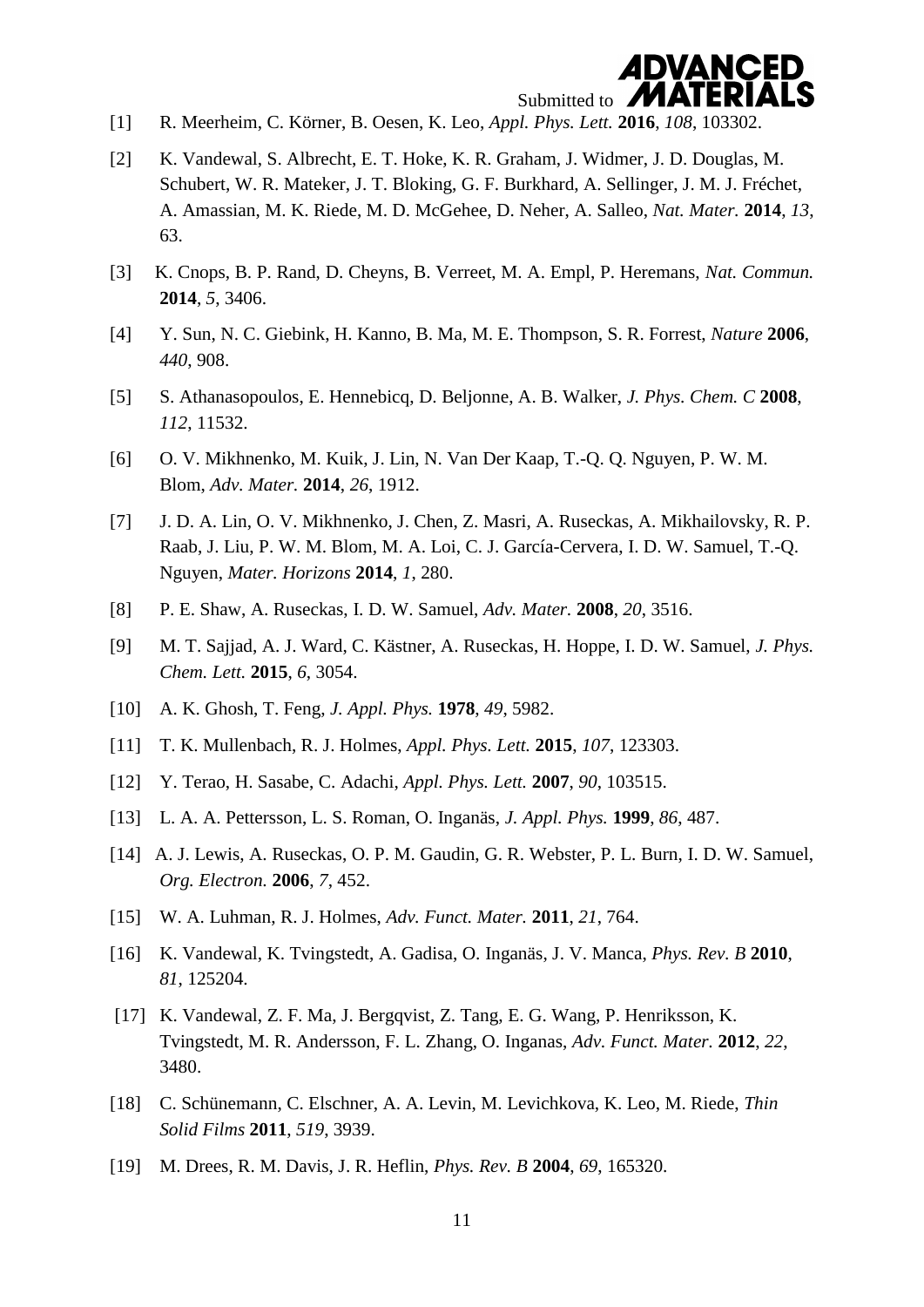[1] R. Meerheim, C. Körner, B. Oesen, K. Leo, *Appl. Phys. Lett.* **2016**, *108*, 103302.

[2] K. Vandewal, S. Albrecht, E. T. Hoke, K. R. Graham, J. Widmer, J. D. Douglas, M. Schubert, W. R. Mateker, J. T. Bloking, G. F. Burkhard, A. Sellinger, J. M. J. Fréchet, A. Amassian, M. K. Riede, M. D. McGehee, D. Neher, A. Salleo, *Nat. Mater.* **2014**, *13*, 63.

[3] K. Cnops, B. P. Rand, D. Cheyns, B. Verreet, M. A. Empl, P. Heremans, *Nat. Commun.* **2014**, *5*, 3406.

[4] Y. Sun, N. C. Giebink, H. Kanno, B. Ma, M. E. Thompson, S. R. Forrest, *Nature* **2006**, *440*, 908.

[5] S. Athanasopoulos, E. Hennebicq, D. Beljonne, A. B. Walker, *J. Phys. Chem. C* **2008**, *112*, 11532.

[6] O. V. Mikhnenko, M. Kuik, J. Lin, N. Van Der Kaap, T.-Q. Q. Nguyen, P. W. M. Blom, *Adv. Mater.* **2014**, *26*, 1912.

[7] J. D. A. Lin, O. V. Mikhnenko, J. Chen, Z. Masri, A. Ruseckas, A. Mikhailovsky, R. P. Raab, J. Liu, P. W. M. Blom, M. A. Loi, C. J. García-Cervera, I. D. W. Samuel, T.-Q. Nguyen, *Mater. Horizons* **2014**, *1*, 280.

[8] P. E. Shaw, A. Ruseckas, I. D. W. Samuel, *Adv. Mater.* **2008**, *20*, 3516.

[9] M. T. Sajjad, A. J. Ward, C. Kästner, A. Ruseckas, H. Hoppe, I. D. W. Samuel, *J. Phys. Chem. Lett.* **2015**, *6*, 3054.

[10] A. K. Ghosh, T. Feng, *J. Appl. Phys.* **1978**, *49*, 5982.

[11] T. K. Mullenbach, R. J. Holmes, *Appl. Phys. Lett.* **2015**, *107*, 123303.

[12] Y. Terao, H. Sasabe, C. Adachi, *Appl. Phys. Lett.* **2007**, *90*, 103515.

[13] L. A. A. Pettersson, L. S. Roman, O. Inganäs, *J. Appl. Phys.* **1999**, *86*, 487.

[14] A. J. Lewis, A. Ruseckas, O. P. M. Gaudin, G. R. Webster, P. L. Burn, I. D. W. Samuel, *Org. Electron.* **2006**, *7*, 452.

[15] W. A. Luhman, R. J. Holmes, *Adv. Funct. Mater.* **2011**, *21*, 764.

[16] K. Vandewal, K. Tvingstedt, A. Gadisa, O. Inganäs, J. V. Manca, *Phys. Rev. B* **2010**, *81*, 125204.

[17] K. Vandewal, Z. F. Ma, J. Bergqvist, Z. Tang, E. G. Wang, P. Henriksson, K. Tvingstedt, M. R. Andersson, F. L. Zhang, O. Inganas, *Adv. Funct. Mater.* **2012**, *22*, 3480.

[18] C. Schünemann, C. Elschner, A. A. Levin, M. Levichkova, K. Leo, M. Riede, *Thin Solid Films* **2011**, *519*, 3939.

[19] M. Drees, R. M. Davis, J. R. Heflin, *Phys. Rev. B* **2004**, *69*, 165320.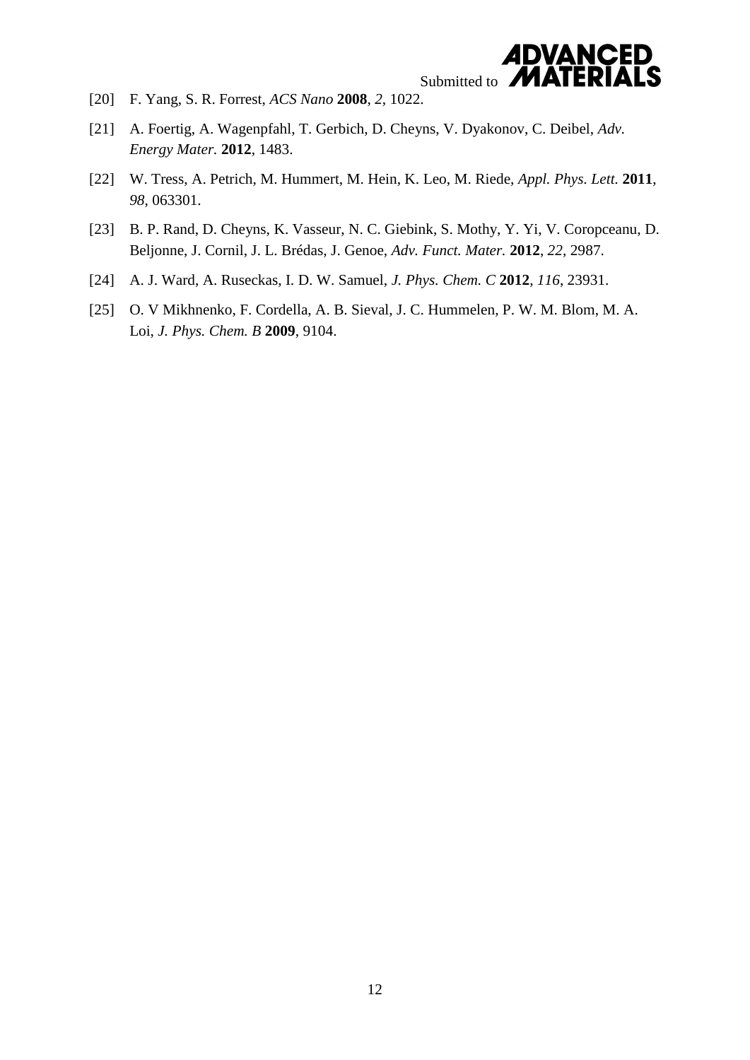[20] F. Yang, S. R. Forrest, *ACS Nano* **2008**, *2*, 1022.

[21] A. Foertig, A. Wagenpfahl, T. Gerbich, D. Cheyns, V. Dyakonov, C. Deibel, *Adv. Energy Mater.* **2012**, 1483.

[22] W. Tress, A. Petrich, M. Hummert, M. Hein, K. Leo, M. Riede, *Appl. Phys. Lett.* **2011**, *98*, 063301.

[23] B. P. Rand, D. Cheyns, K. Vasseur, N. C. Giebink, S. Mothy, Y. Yi, V. Coropceanu, D. Beljonne, J. Cornil, J. L. Brédas, J. Genoe, *Adv. Funct. Mater.* **2012**, *22*, 2987.

[24] A. J. Ward, A. Ruseckas, I. D. W. Samuel, *J. Phys. Chem. C* **2012**, *116*, 23931.

[25] O. V Mikhnenko, F. Cordella, A. B. Sieval, J. C. Hummelen, P. W. M. Blom, M. A. Loi, *J. Phys. Chem. B* **2009**, 9104.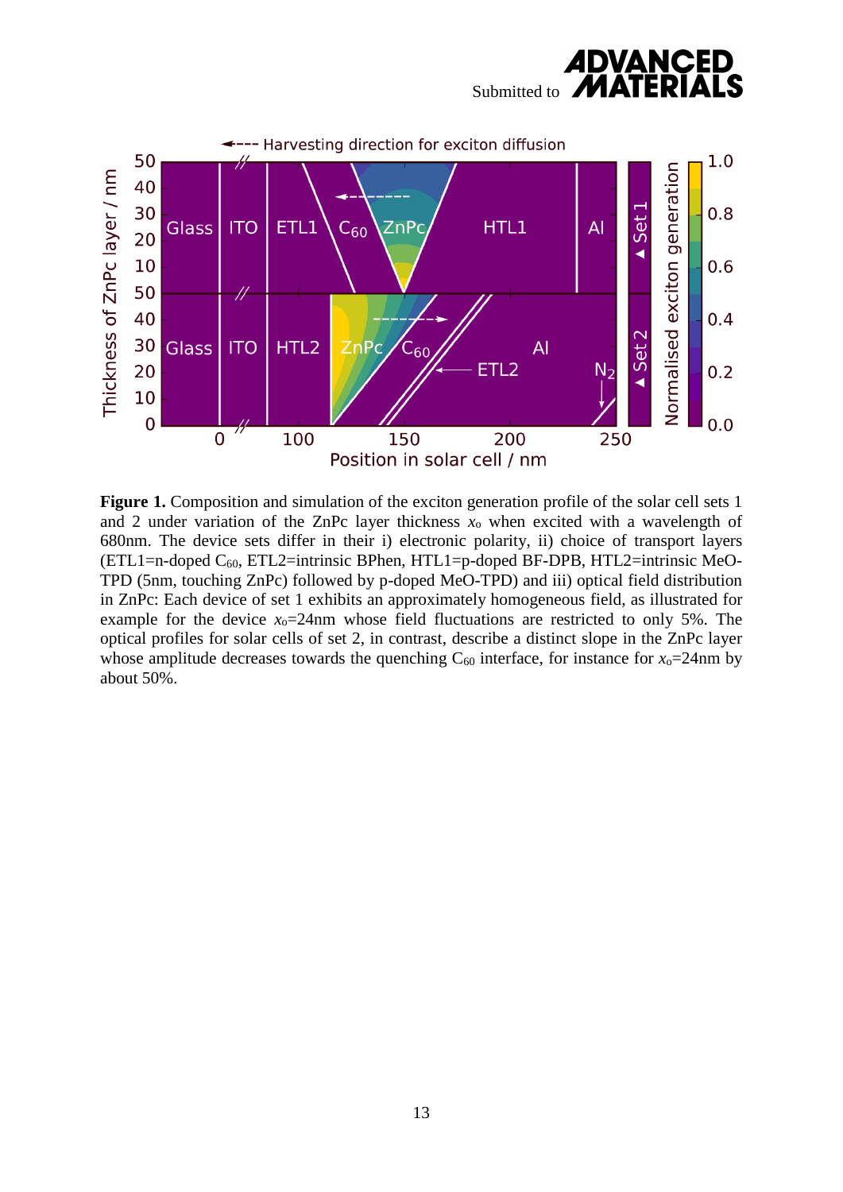**Figure 1.** Composition and simulation of the exciton generation profile of the solar cell sets 1 and 2 under variation of the ZnPc layer thickness $x_o$ when excited with a wavelength of 680nm. The device sets differ in their i) electronic polarity, ii) choice of transport layers (ETL1=n-doped $C_{60}$, ETL2=intrinsic BPhen, HTL1=p-doped BF-DPB, HTL2=intrinsic MeO-TPD (5nm, touching ZnPc) followed by p-doped MeO-TPD) and iii) optical field distribution in ZnPc: Each device of set 1 exhibits an approximately homogeneous field, as illustrated for example for the device $x_o$=24nm whose field fluctuations are restricted to only 5%. The optical profiles for solar cells of set 2, in contrast, describe a distinct slope in the ZnPc layer whose amplitude decreases towards the quenching $C_{60}$ interface, for instance for $x_o$=24nm by about 50%.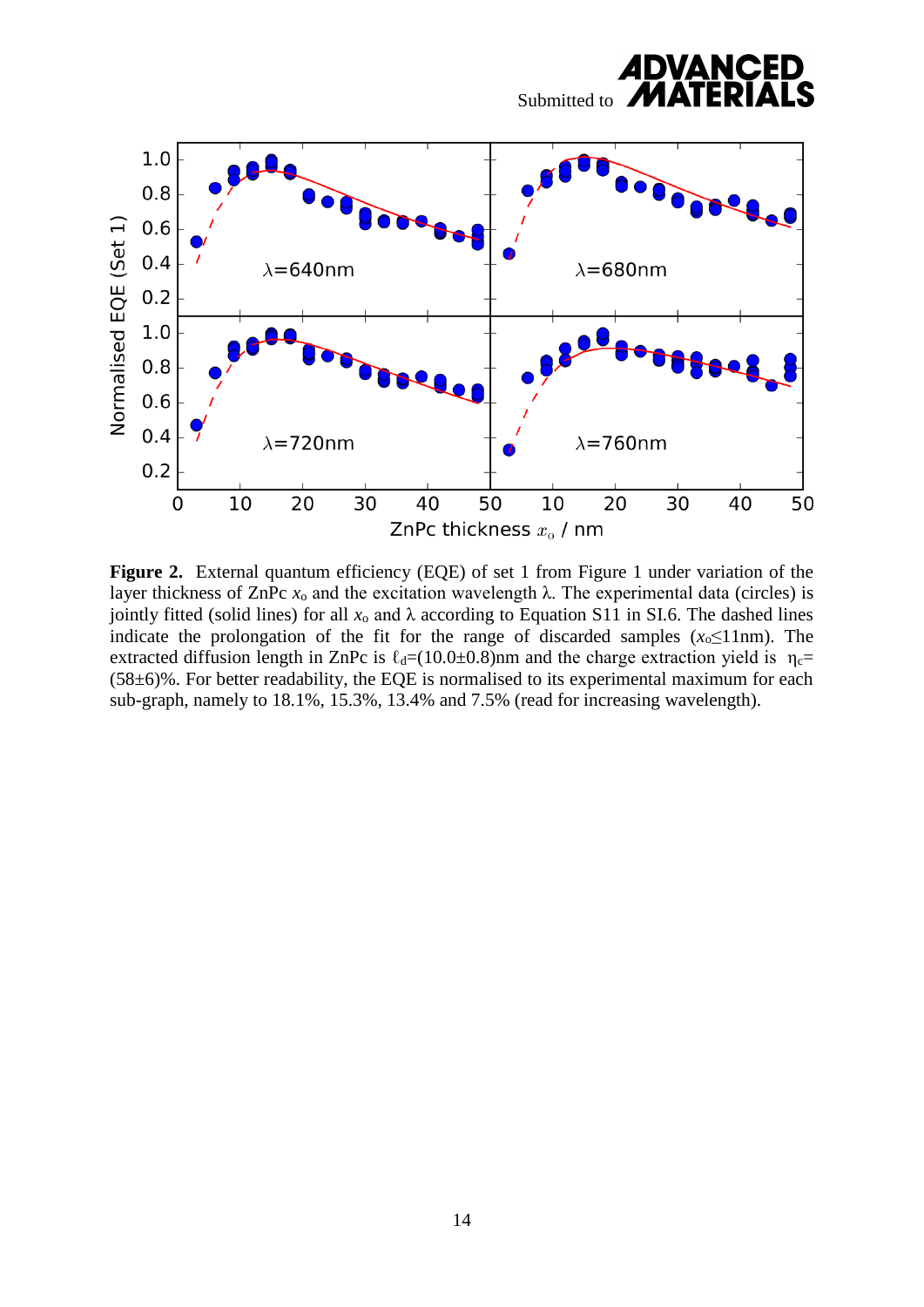**Figure 2.** External quantum efficiency (EQE) of set 1 from Figure 1 under variation of the layer thickness of ZnPc $x_o$ and the excitation wavelength λ. The experimental data (circles) is jointly fitted (solid lines) for all $x_o$ and λ according to Equation S11 in SI.6. The dashed lines indicate the prolongation of the fit for the range of discarded samples ($x_o \leq 11$nm). The extracted diffusion length in ZnPc is $\ell_d=(10.0\pm0.8)$nm and the charge extraction yield is $\eta_c= (58\pm6)\%$. For better readability, the EQE is normalised to its experimental maximum for each sub-graph, namely to 18.1%, 15.3%, 13.4% and 7.5% (read for increasing wavelength).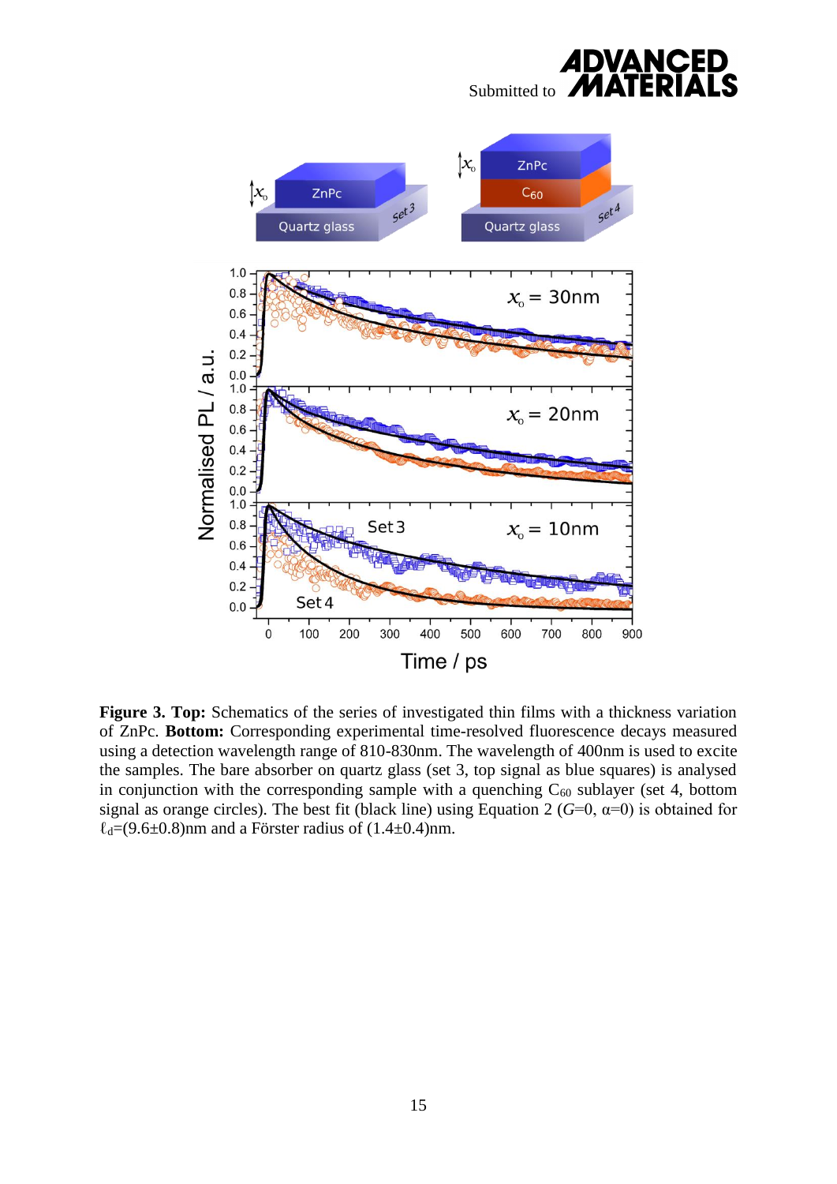**Figure 3. Top:** Schematics of the series of investigated thin films with a thickness variation of ZnPc. **Bottom:** Corresponding experimental time-resolved fluorescence decays measured using a detection wavelength range of 810-830nm. The wavelength of 400nm is used to excite the samples. The bare absorber on quartz glass (set 3, top signal as blue squares) is analysed in conjunction with the corresponding sample with a quenching $C_{60}$ sublayer (set 4, bottom signal as orange circles). The best fit (black line) using Equation 2 ($G$=0, $\alpha$=0) is obtained for $\ell_d$=(9.6±0.8)nm and a Förster radius of (1.4±0.4)nm.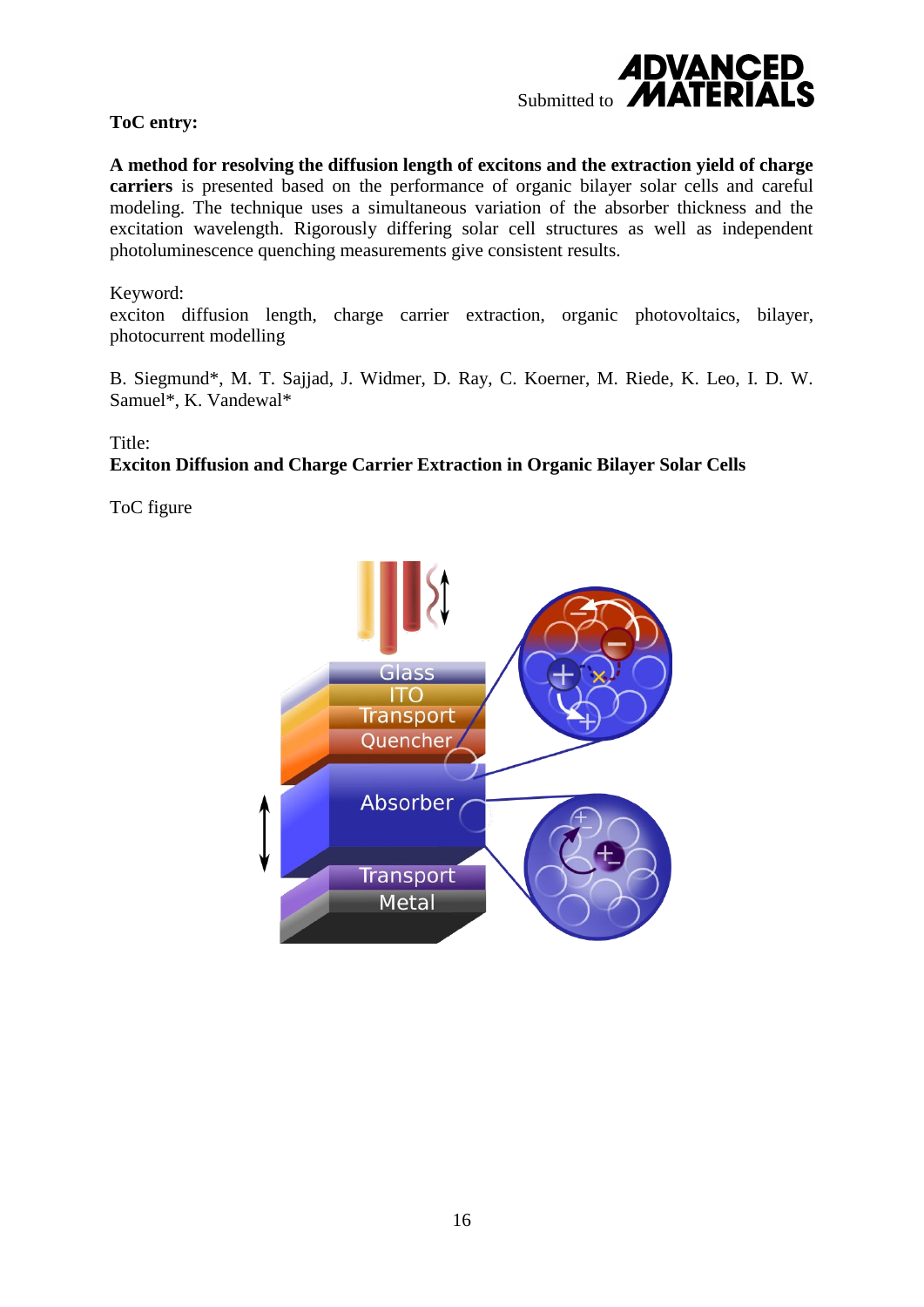**ToC entry:**

**A method for resolving the diffusion length of excitons and the extraction yield of charge carriers** is presented based on the performance of organic bilayer solar cells and careful modeling. The technique uses a simultaneous variation of the absorber thickness and the excitation wavelength. Rigorously differing solar cell structures as well as independent photoluminescence quenching measurements give consistent results.

Keyword:
exciton diffusion length, charge carrier extraction, organic photovoltaics, bilayer, photocurrent modelling

B. Siegmund*, M. T. Sajjad, J. Widmer, D. Ray, C. Koerner, M. Riede, K. Leo, I. D. W. Samuel*, K. Vandewal*

Title:
**Exciton Diffusion and Charge Carrier Extraction in Organic Bilayer Solar Cells**

ToC figure

Glass
ITO
Transport
Quencher
Absorber
Transport
Metal